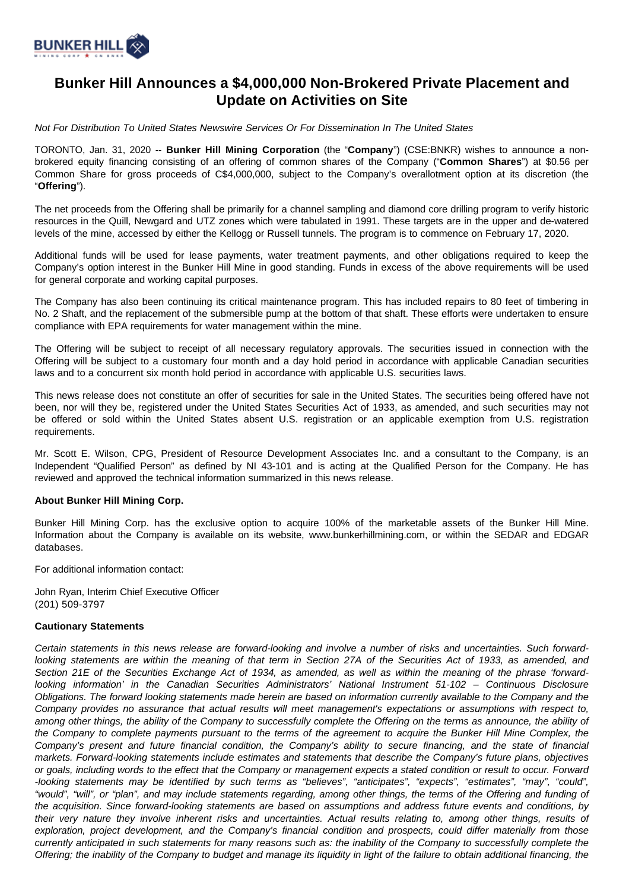# Bunker Hill Announces a $4,000,000 Non-Brokered Private Placement and Update on Activities on Site

*Not For Distribution To United States Newswire Services Or For Dissemination In The United States*

TORONTO, Jan. 31, 2020 -- **Bunker Hill Mining Corporation** (the "**Company**") (CSE:BNKR) wishes to announce a non-brokered equity financing consisting of an offering of common shares of the Company ("**Common Shares**") at $0.56 per Common Share for gross proceeds of C$4,000,000, subject to the Company's overallotment option at its discretion (the "**Offering**").

The net proceeds from the Offering shall be primarily for a channel sampling and diamond core drilling program to verify historic resources in the Quill, Newgard and UTZ zones which were tabulated in 1991. These targets are in the upper and de-watered levels of the mine, accessed by either the Kellogg or Russell tunnels. The program is to commence on February 17, 2020.

Additional funds will be used for lease payments, water treatment payments, and other obligations required to keep the Company's option interest in the Bunker Hill Mine in good standing. Funds in excess of the above requirements will be used for general corporate and working capital purposes.

The Company has also been continuing its critical maintenance program. This has included repairs to 80 feet of timbering in No. 2 Shaft, and the replacement of the submersible pump at the bottom of that shaft. These efforts were undertaken to ensure compliance with EPA requirements for water management within the mine.

The Offering will be subject to receipt of all necessary regulatory approvals. The securities issued in connection with the Offering will be subject to a customary four month and a day hold period in accordance with applicable Canadian securities laws and to a concurrent six month hold period in accordance with applicable U.S. securities laws.

This news release does not constitute an offer of securities for sale in the United States. The securities being offered have not been, nor will they be, registered under the United States Securities Act of 1933, as amended, and such securities may not be offered or sold within the United States absent U.S. registration or an applicable exemption from U.S. registration requirements.

Mr. Scott E. Wilson, CPG, President of Resource Development Associates Inc. and a consultant to the Company, is an Independent "Qualified Person" as defined by NI 43-101 and is acting at the Qualified Person for the Company. He has reviewed and approved the technical information summarized in this news release.

**About Bunker Hill Mining Corp.**

Bunker Hill Mining Corp. has the exclusive option to acquire 100% of the marketable assets of the Bunker Hill Mine. Information about the Company is available on its website, www.bunkerhillmining.com, or within the SEDAR and EDGAR databases.

For additional information contact:

John Ryan, Interim Chief Executive Officer
(201) 509-3797

**Cautionary Statements**

*Certain statements in this news release are forward-looking and involve a number of risks and uncertainties. Such forward-looking statements are within the meaning of that term in Section 27A of the Securities Act of 1933, as amended, and Section 21E of the Securities Exchange Act of 1934, as amended, as well as within the meaning of the phrase 'forward-looking information' in the Canadian Securities Administrators' National Instrument 51-102 – Continuous Disclosure Obligations. The forward looking statements made herein are based on information currently available to the Company and the Company provides no assurance that actual results will meet management's expectations or assumptions with respect to, among other things, the ability of the Company to successfully complete the Offering on the terms as announce, the ability of the Company to complete payments pursuant to the terms of the agreement to acquire the Bunker Hill Mine Complex, the Company's present and future financial condition, the Company's ability to secure financing, and the state of financial markets. Forward-looking statements include estimates and statements that describe the Company's future plans, objectives or goals, including words to the effect that the Company or management expects a stated condition or result to occur. Forward-looking statements may be identified by such terms as "believes", "anticipates", "expects", "estimates", "may", "could", "would", "will", or "plan", and may include statements regarding, among other things, the terms of the Offering and funding of the acquisition. Since forward-looking statements are based on assumptions and address future events and conditions, by their very nature they involve inherent risks and uncertainties. Actual results relating to, among other things, results of exploration, project development, and the Company's financial condition and prospects, could differ materially from those currently anticipated in such statements for many reasons such as: the inability of the Company to successfully complete the Offering; the inability of the Company to budget and manage its liquidity in light of the failure to obtain additional financing, the*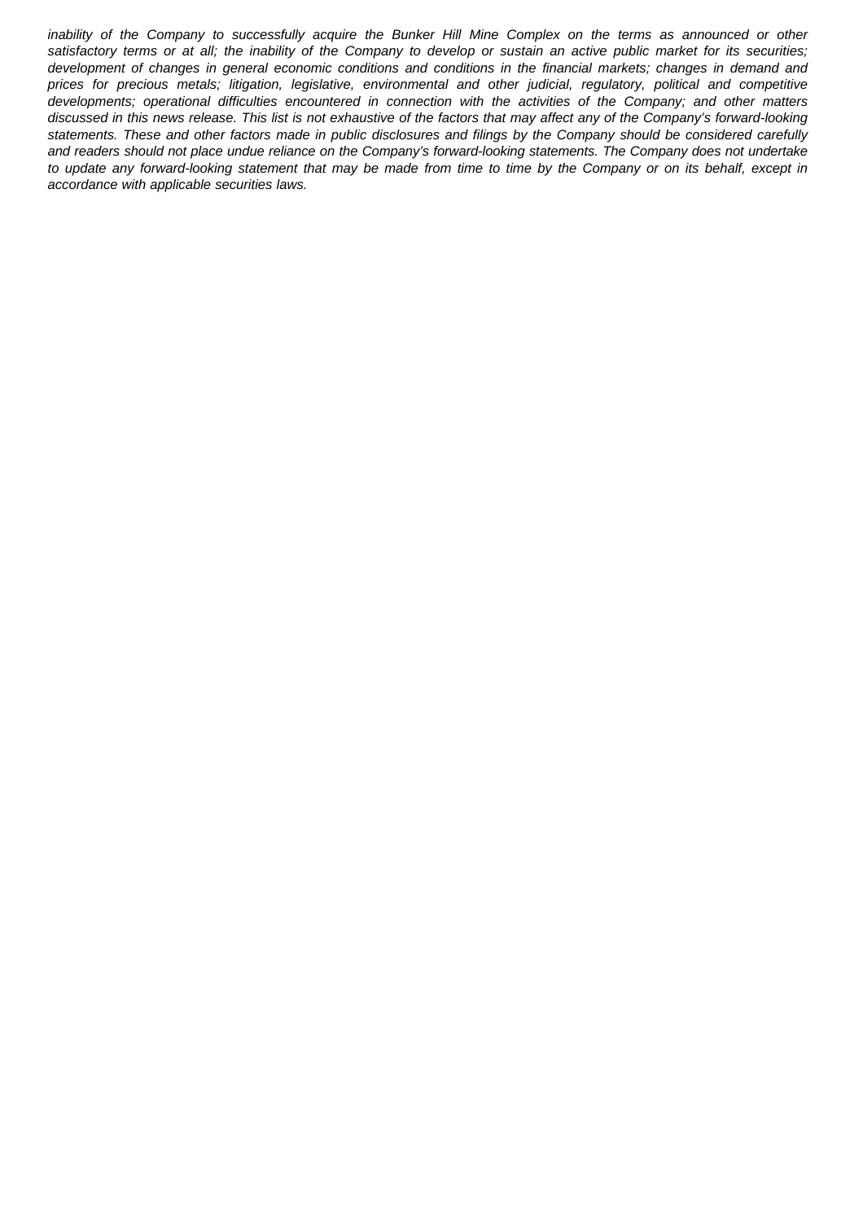*inability of the Company to successfully acquire the Bunker Hill Mine Complex on the terms as announced or other satisfactory terms or at all; the inability of the Company to develop or sustain an active public market for its securities; development of changes in general economic conditions and conditions in the financial markets; changes in demand and prices for precious metals; litigation, legislative, environmental and other judicial, regulatory, political and competitive developments; operational difficulties encountered in connection with the activities of the Company; and other matters discussed in this news release. This list is not exhaustive of the factors that may affect any of the Company's forward-looking statements. These and other factors made in public disclosures and filings by the Company should be considered carefully and readers should not place undue reliance on the Company's forward-looking statements. The Company does not undertake to update any forward-looking statement that may be made from time to time by the Company or on its behalf, except in accordance with applicable securities laws.*